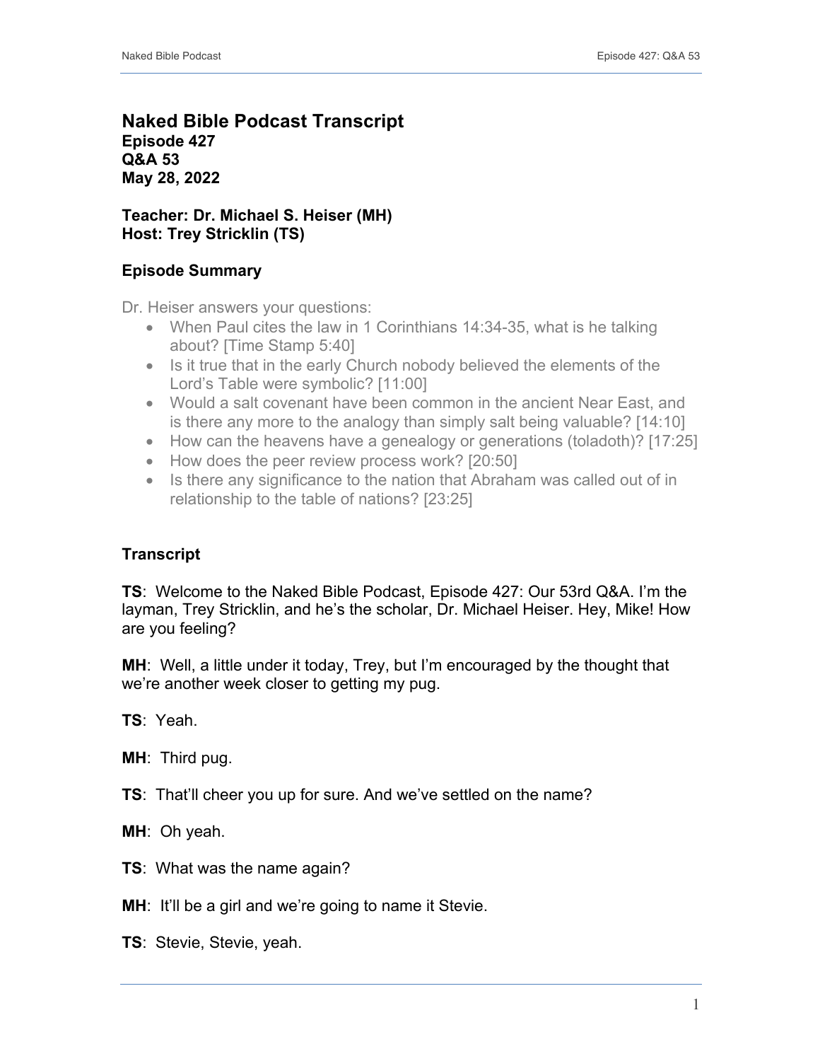# Naked Bible Podcast Transcript

**Episode 427**
**Q&A 53**
**May 28, 2022**

**Teacher: Dr. Michael S. Heiser (MH)**
**Host: Trey Stricklin (TS)**

## Episode Summary

Dr. Heiser answers your questions:

- When Paul cites the law in 1 Corinthians 14:34-35, what is he talking about? [Time Stamp 5:40]
- Is it true that in the early Church nobody believed the elements of the Lord's Table were symbolic? [11:00]
- Would a salt covenant have been common in the ancient Near East, and is there any more to the analogy than simply salt being valuable? [14:10]
- How can the heavens have a genealogy or generations (toladoth)? [17:25]
- How does the peer review process work? [20:50]
- Is there any significance to the nation that Abraham was called out of in relationship to the table of nations? [23:25]

## Transcript

**TS**: Welcome to the Naked Bible Podcast, Episode 427: Our 53rd Q&A. I'm the layman, Trey Stricklin, and he's the scholar, Dr. Michael Heiser. Hey, Mike! How are you feeling?

**MH**: Well, a little under it today, Trey, but I'm encouraged by the thought that we're another week closer to getting my pug.

**TS**: Yeah.

**MH**: Third pug.

**TS**: That'll cheer you up for sure. And we've settled on the name?

**MH**: Oh yeah.

**TS**: What was the name again?

**MH**: It'll be a girl and we're going to name it Stevie.

**TS**: Stevie, Stevie, yeah.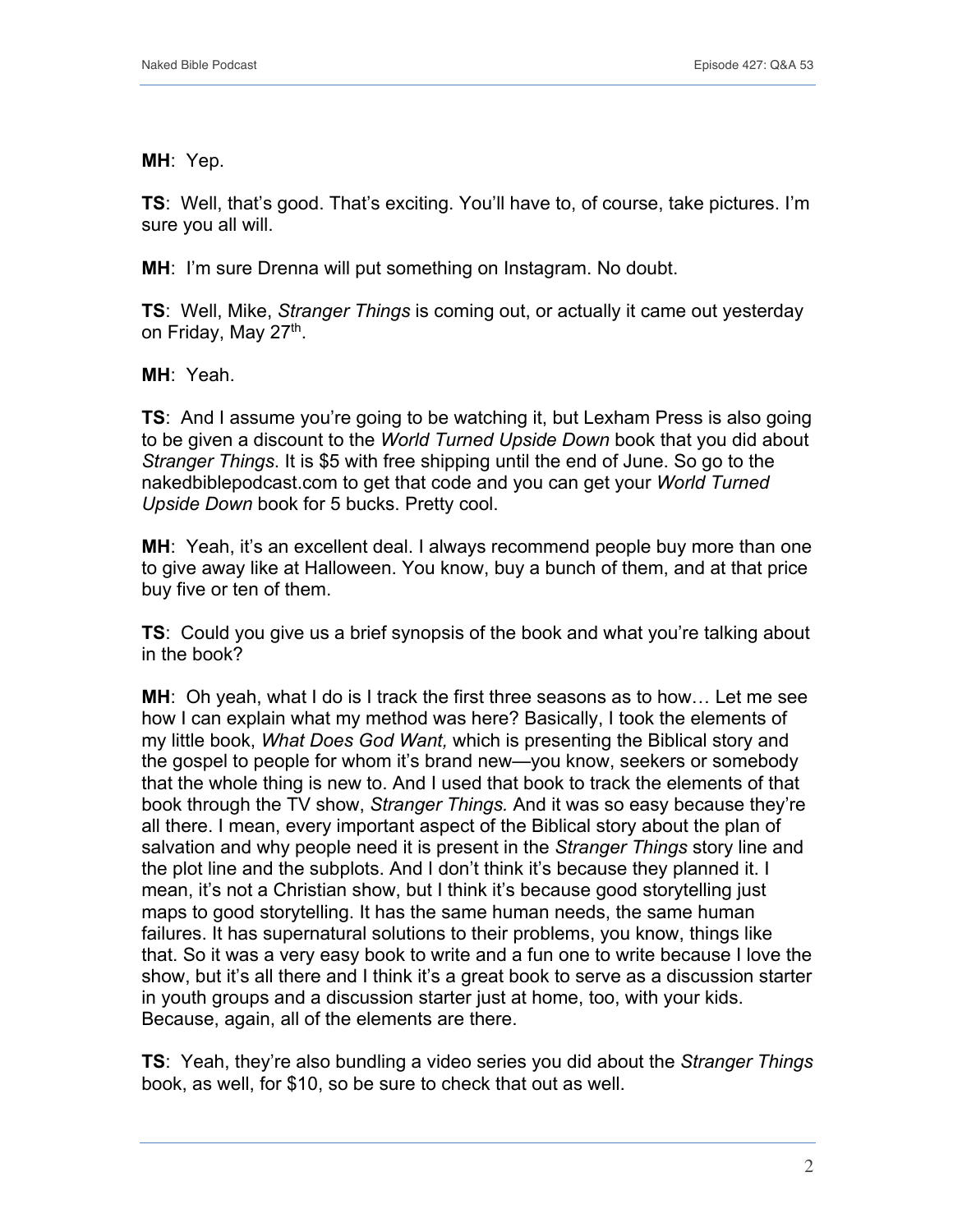**MH**: Yep.

**TS**: Well, that's good. That's exciting. You'll have to, of course, take pictures. I'm sure you all will.

**MH**: I'm sure Drenna will put something on Instagram. No doubt.

**TS**: Well, Mike, *Stranger Things* is coming out, or actually it came out yesterday on Friday, May 27th.

**MH**: Yeah.

**TS**: And I assume you're going to be watching it, but Lexham Press is also going to be given a discount to the *World Turned Upside Down* book that you did about *Stranger Things*. It is $5 with free shipping until the end of June. So go to the nakedbiblepodcast.com to get that code and you can get your *World Turned Upside Down* book for 5 bucks. Pretty cool.

**MH**: Yeah, it's an excellent deal. I always recommend people buy more than one to give away like at Halloween. You know, buy a bunch of them, and at that price buy five or ten of them.

**TS**: Could you give us a brief synopsis of the book and what you're talking about in the book?

**MH**: Oh yeah, what I do is I track the first three seasons as to how… Let me see how I can explain what my method was here? Basically, I took the elements of my little book, *What Does God Want,* which is presenting the Biblical story and the gospel to people for whom it's brand new—you know, seekers or somebody that the whole thing is new to. And I used that book to track the elements of that book through the TV show, *Stranger Things.* And it was so easy because they're all there. I mean, every important aspect of the Biblical story about the plan of salvation and why people need it is present in the *Stranger Things* story line and the plot line and the subplots. And I don't think it's because they planned it. I mean, it's not a Christian show, but I think it's because good storytelling just maps to good storytelling. It has the same human needs, the same human failures. It has supernatural solutions to their problems, you know, things like that. So it was a very easy book to write and a fun one to write because I love the show, but it's all there and I think it's a great book to serve as a discussion starter in youth groups and a discussion starter just at home, too, with your kids. Because, again, all of the elements are there.

**TS**: Yeah, they're also bundling a video series you did about the *Stranger Things* book, as well, for $10, so be sure to check that out as well.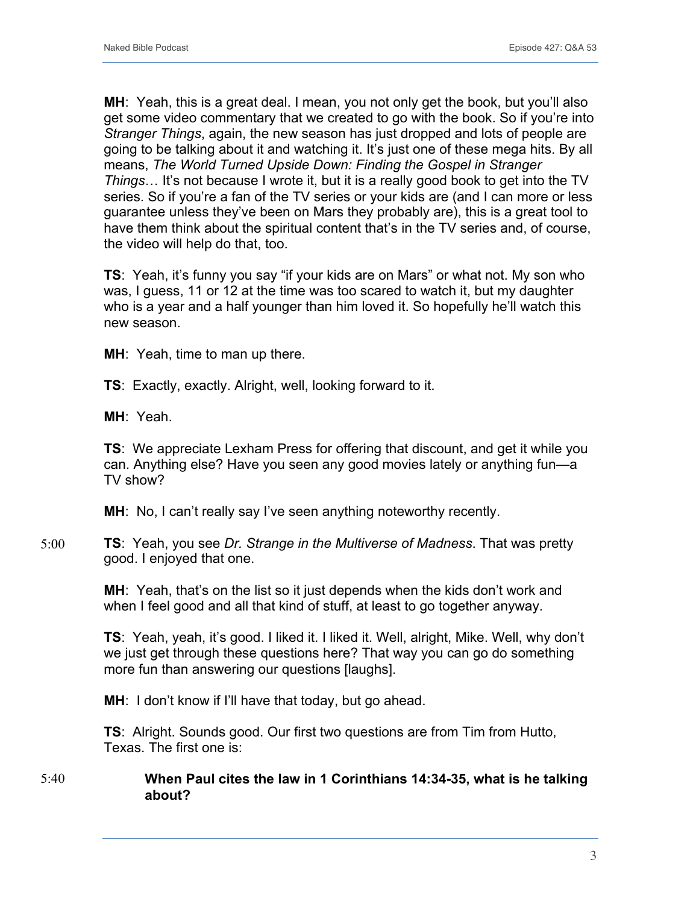**MH**: Yeah, this is a great deal. I mean, you not only get the book, but you'll also get some video commentary that we created to go with the book. So if you're into *Stranger Things*, again, the new season has just dropped and lots of people are going to be talking about it and watching it. It's just one of these mega hits. By all means, *The World Turned Upside Down: Finding the Gospel in Stranger Things*… It's not because I wrote it, but it is a really good book to get into the TV series. So if you're a fan of the TV series or your kids are (and I can more or less guarantee unless they've been on Mars they probably are), this is a great tool to have them think about the spiritual content that's in the TV series and, of course, the video will help do that, too.

**TS**: Yeah, it's funny you say "if your kids are on Mars" or what not. My son who was, I guess, 11 or 12 at the time was too scared to watch it, but my daughter who is a year and a half younger than him loved it. So hopefully he'll watch this new season.

**MH**: Yeah, time to man up there.

**TS**: Exactly, exactly. Alright, well, looking forward to it.

**MH**: Yeah.

**TS**: We appreciate Lexham Press for offering that discount, and get it while you can. Anything else? Have you seen any good movies lately or anything fun—a TV show?

**MH**: No, I can't really say I've seen anything noteworthy recently.

5:00 **TS**: Yeah, you see *Dr. Strange in the Multiverse of Madness*. That was pretty good. I enjoyed that one.

**MH**: Yeah, that's on the list so it just depends when the kids don't work and when I feel good and all that kind of stuff, at least to go together anyway.

**TS**: Yeah, yeah, it's good. I liked it. I liked it. Well, alright, Mike. Well, why don't we just get through these questions here? That way you can go do something more fun than answering our questions [laughs].

**MH**: I don't know if I'll have that today, but go ahead.

**TS**: Alright. Sounds good. Our first two questions are from Tim from Hutto, Texas. The first one is:

5:40 **When Paul cites the law in 1 Corinthians 14:34-35, what is he talking about?**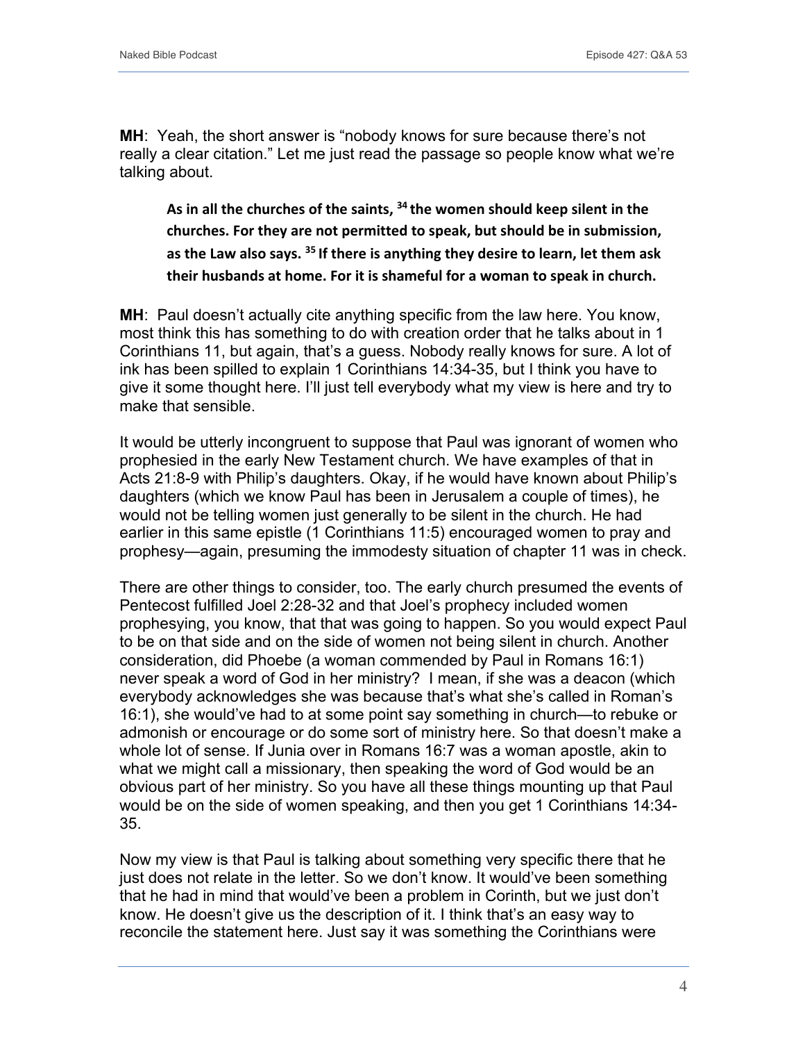**MH**: Yeah, the short answer is "nobody knows for sure because there's not really a clear citation." Let me just read the passage so people know what we're talking about.

> **As in all the churches of the saints, [34] the women should keep silent in the churches. For they are not permitted to speak, but should be in submission, as the Law also says. [35] If there is anything they desire to learn, let them ask their husbands at home. For it is shameful for a woman to speak in church.**

**MH**: Paul doesn't actually cite anything specific from the law here. You know, most think this has something to do with creation order that he talks about in 1 Corinthians 11, but again, that's a guess. Nobody really knows for sure. A lot of ink has been spilled to explain 1 Corinthians 14:34-35, but I think you have to give it some thought here. I'll just tell everybody what my view is here and try to make that sensible.

It would be utterly incongruent to suppose that Paul was ignorant of women who prophesied in the early New Testament church. We have examples of that in Acts 21:8-9 with Philip's daughters. Okay, if he would have known about Philip's daughters (which we know Paul has been in Jerusalem a couple of times), he would not be telling women just generally to be silent in the church. He had earlier in this same epistle (1 Corinthians 11:5) encouraged women to pray and prophesy—again, presuming the immodesty situation of chapter 11 was in check.

There are other things to consider, too. The early church presumed the events of Pentecost fulfilled Joel 2:28-32 and that Joel's prophecy included women prophesying, you know, that that was going to happen. So you would expect Paul to be on that side and on the side of women not being silent in church. Another consideration, did Phoebe (a woman commended by Paul in Romans 16:1) never speak a word of God in her ministry? I mean, if she was a deacon (which everybody acknowledges she was because that's what she's called in Roman's 16:1), she would've had to at some point say something in church—to rebuke or admonish or encourage or do some sort of ministry here. So that doesn't make a whole lot of sense. If Junia over in Romans 16:7 was a woman apostle, akin to what we might call a missionary, then speaking the word of God would be an obvious part of her ministry. So you have all these things mounting up that Paul would be on the side of women speaking, and then you get 1 Corinthians 14:34-35.

Now my view is that Paul is talking about something very specific there that he just does not relate in the letter. So we don't know. It would've been something that he had in mind that would've been a problem in Corinth, but we just don't know. He doesn't give us the description of it. I think that's an easy way to reconcile the statement here. Just say it was something the Corinthians were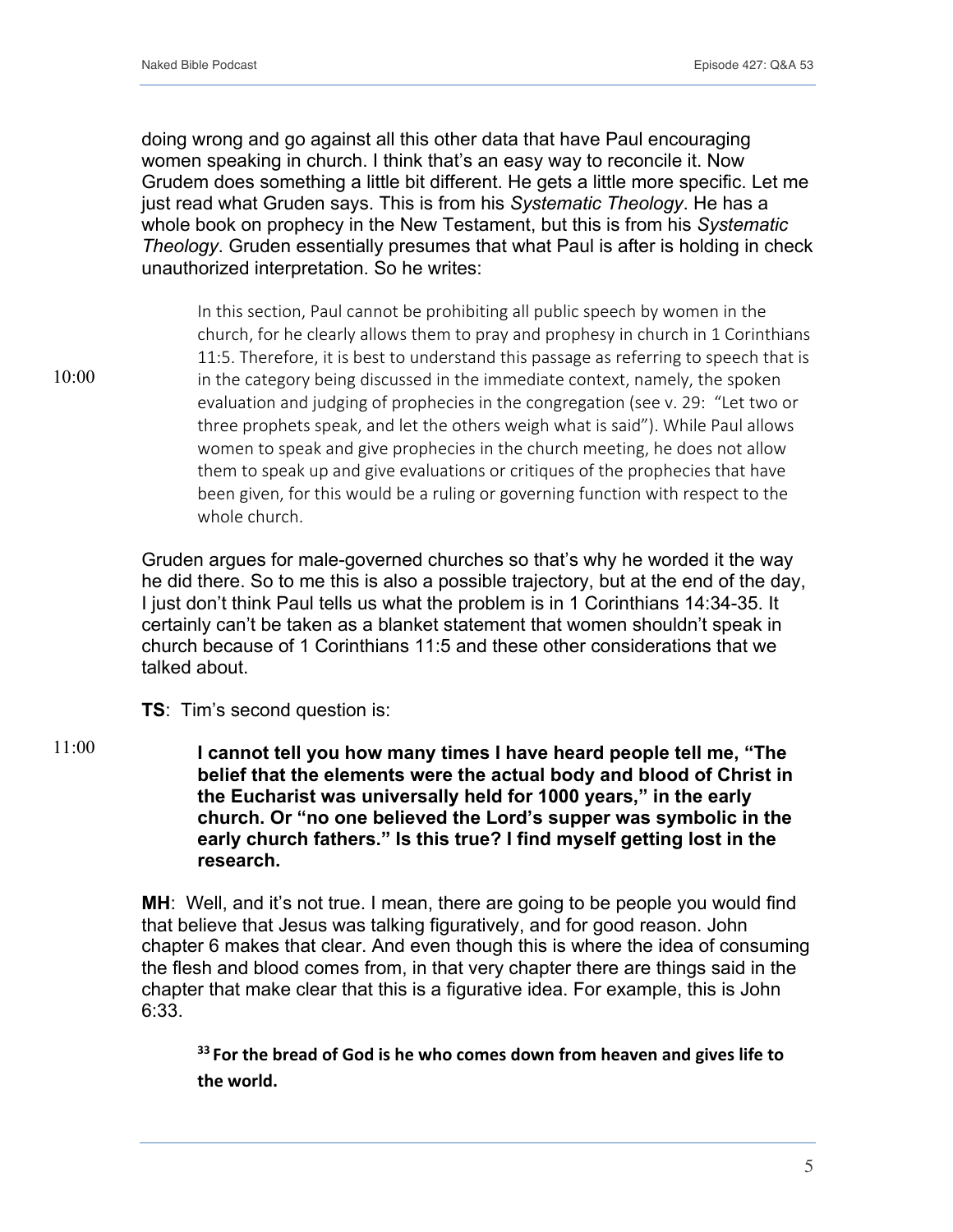doing wrong and go against all this other data that have Paul encouraging women speaking in church. I think that's an easy way to reconcile it. Now Grudem does something a little bit different. He gets a little more specific. Let me just read what Gruden says. This is from his *Systematic Theology*. He has a whole book on prophecy in the New Testament, but this is from his *Systematic Theology*. Gruden essentially presumes that what Paul is after is holding in check unauthorized interpretation. So he writes:

10:00

> In this section, Paul cannot be prohibiting all public speech by women in the church, for he clearly allows them to pray and prophesy in church in 1 Corinthians 11:5. Therefore, it is best to understand this passage as referring to speech that is in the category being discussed in the immediate context, namely, the spoken evaluation and judging of prophecies in the congregation (see v. 29: "Let two or three prophets speak, and let the others weigh what is said"). While Paul allows women to speak and give prophecies in the church meeting, he does not allow them to speak up and give evaluations or critiques of the prophecies that have been given, for this would be a ruling or governing function with respect to the whole church.

Gruden argues for male-governed churches so that's why he worded it the way he did there. So to me this is also a possible trajectory, but at the end of the day, I just don't think Paul tells us what the problem is in 1 Corinthians 14:34-35. It certainly can't be taken as a blanket statement that women shouldn't speak in church because of 1 Corinthians 11:5 and these other considerations that we talked about.

**TS**: Tim's second question is:

11:00

> **I cannot tell you how many times I have heard people tell me, "The belief that the elements were the actual body and blood of Christ in the Eucharist was universally held for 1000 years," in the early church. Or "no one believed the Lord's supper was symbolic in the early church fathers." Is this true? I find myself getting lost in the research.**

**MH**: Well, and it's not true. I mean, there are going to be people you would find that believe that Jesus was talking figuratively, and for good reason. John chapter 6 makes that clear. And even though this is where the idea of consuming the flesh and blood comes from, in that very chapter there are things said in the chapter that make clear that this is a figurative idea. For example, this is John 6:33.

> **[33] For the bread of God is he who comes down from heaven and gives life to the world.**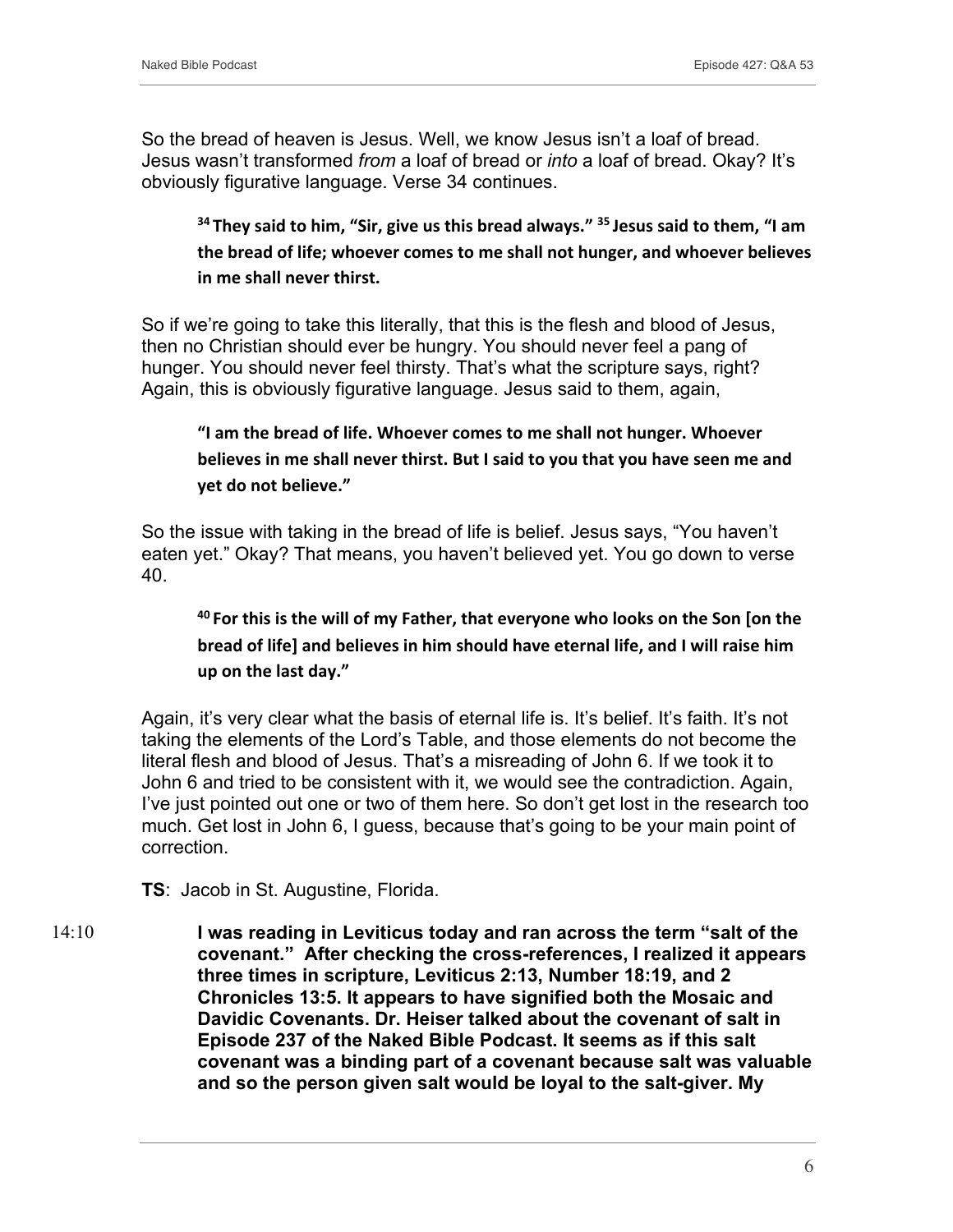So the bread of heaven is Jesus. Well, we know Jesus isn't a loaf of bread. Jesus wasn't transformed *from* a loaf of bread or *into* a loaf of bread. Okay? It's obviously figurative language. Verse 34 continues.

> **[34] They said to him, "Sir, give us this bread always." [35] Jesus said to them, "I am the bread of life; whoever comes to me shall not hunger, and whoever believes in me shall never thirst.**

So if we're going to take this literally, that this is the flesh and blood of Jesus, then no Christian should ever be hungry. You should never feel a pang of hunger. You should never feel thirsty. That's what the scripture says, right? Again, this is obviously figurative language. Jesus said to them, again,

> **"I am the bread of life. Whoever comes to me shall not hunger. Whoever believes in me shall never thirst. But I said to you that you have seen me and yet do not believe."**

So the issue with taking in the bread of life is belief. Jesus says, "You haven't eaten yet." Okay? That means, you haven't believed yet. You go down to verse 40.

> **[40] For this is the will of my Father, that everyone who looks on the Son [on the bread of life] and believes in him should have eternal life, and I will raise him up on the last day."**

Again, it's very clear what the basis of eternal life is. It's belief. It's faith. It's not taking the elements of the Lord's Table, and those elements do not become the literal flesh and blood of Jesus. That's a misreading of John 6. If we took it to John 6 and tried to be consistent with it, we would see the contradiction. Again, I've just pointed out one or two of them here. So don't get lost in the research too much. Get lost in John 6, I guess, because that's going to be your main point of correction.

**TS**: Jacob in St. Augustine, Florida.

14:10 **I was reading in Leviticus today and ran across the term "salt of the covenant." After checking the cross-references, I realized it appears three times in scripture, Leviticus 2:13, Number 18:19, and 2 Chronicles 13:5. It appears to have signified both the Mosaic and Davidic Covenants. Dr. Heiser talked about the covenant of salt in Episode 237 of the Naked Bible Podcast. It seems as if this salt covenant was a binding part of a covenant because salt was valuable and so the person given salt would be loyal to the salt-giver. My**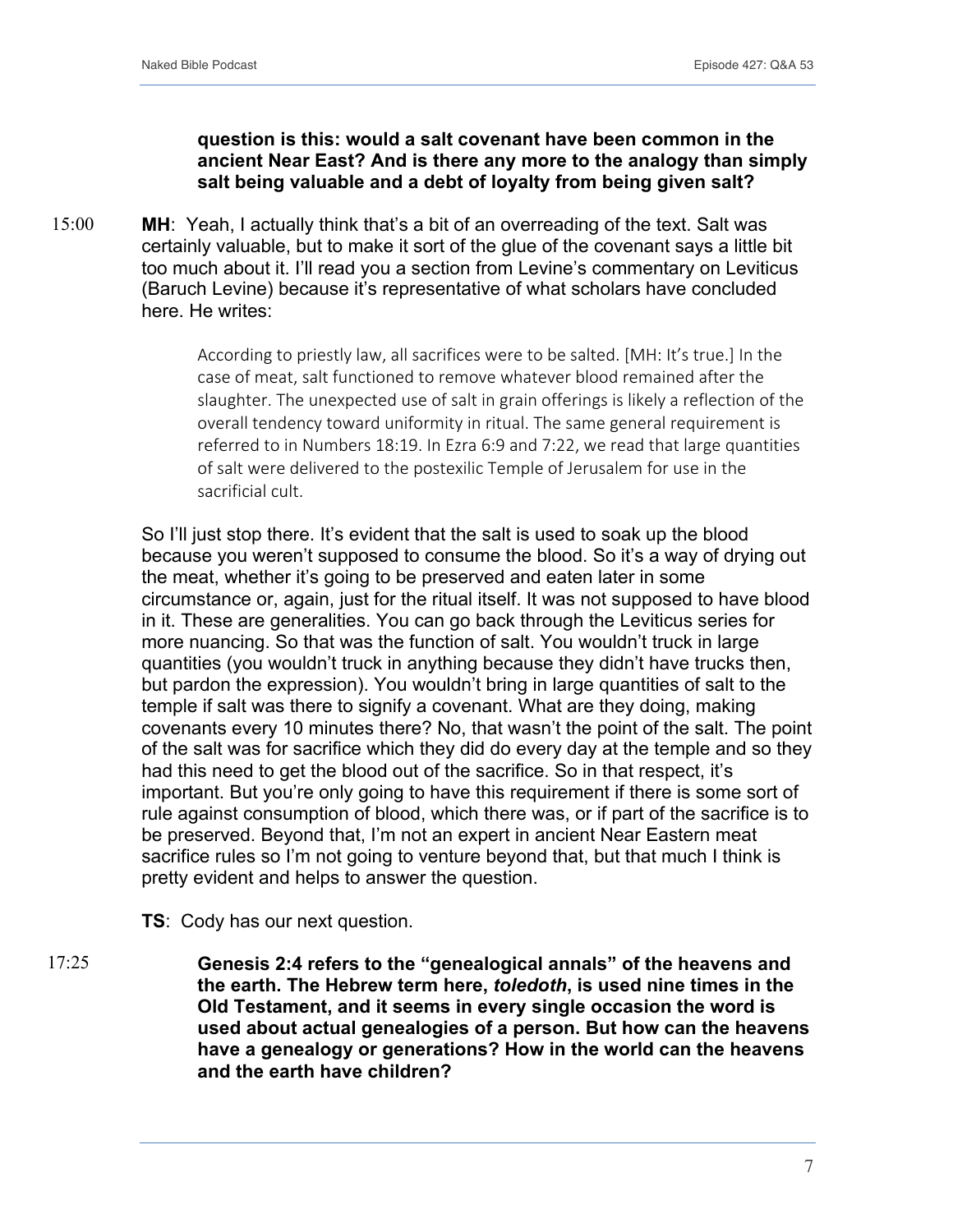**question is this: would a salt covenant have been common in the ancient Near East? And is there any more to the analogy than simply salt being valuable and a debt of loyalty from being given salt?**

15:00 **MH**: Yeah, I actually think that's a bit of an overreading of the text. Salt was certainly valuable, but to make it sort of the glue of the covenant says a little bit too much about it. I'll read you a section from Levine's commentary on Leviticus (Baruch Levine) because it's representative of what scholars have concluded here. He writes:

> According to priestly law, all sacrifices were to be salted. [MH: It's true.] In the case of meat, salt functioned to remove whatever blood remained after the slaughter. The unexpected use of salt in grain offerings is likely a reflection of the overall tendency toward uniformity in ritual. The same general requirement is referred to in Numbers 18:19. In Ezra 6:9 and 7:22, we read that large quantities of salt were delivered to the postexilic Temple of Jerusalem for use in the sacrificial cult.

So I'll just stop there. It's evident that the salt is used to soak up the blood because you weren't supposed to consume the blood. So it's a way of drying out the meat, whether it's going to be preserved and eaten later in some circumstance or, again, just for the ritual itself. It was not supposed to have blood in it. These are generalities. You can go back through the Leviticus series for more nuancing. So that was the function of salt. You wouldn't truck in large quantities (you wouldn't truck in anything because they didn't have trucks then, but pardon the expression). You wouldn't bring in large quantities of salt to the temple if salt was there to signify a covenant. What are they doing, making covenants every 10 minutes there? No, that wasn't the point of the salt. The point of the salt was for sacrifice which they did do every day at the temple and so they had this need to get the blood out of the sacrifice. So in that respect, it's important. But you're only going to have this requirement if there is some sort of rule against consumption of blood, which there was, or if part of the sacrifice is to be preserved. Beyond that, I'm not an expert in ancient Near Eastern meat sacrifice rules so I'm not going to venture beyond that, but that much I think is pretty evident and helps to answer the question.

**TS**: Cody has our next question.

17:25 **Genesis 2:4 refers to the "genealogical annals" of the heavens and the earth. The Hebrew term here, *toledoth*, is used nine times in the Old Testament, and it seems in every single occasion the word is used about actual genealogies of a person. But how can the heavens have a genealogy or generations? How in the world can the heavens and the earth have children?**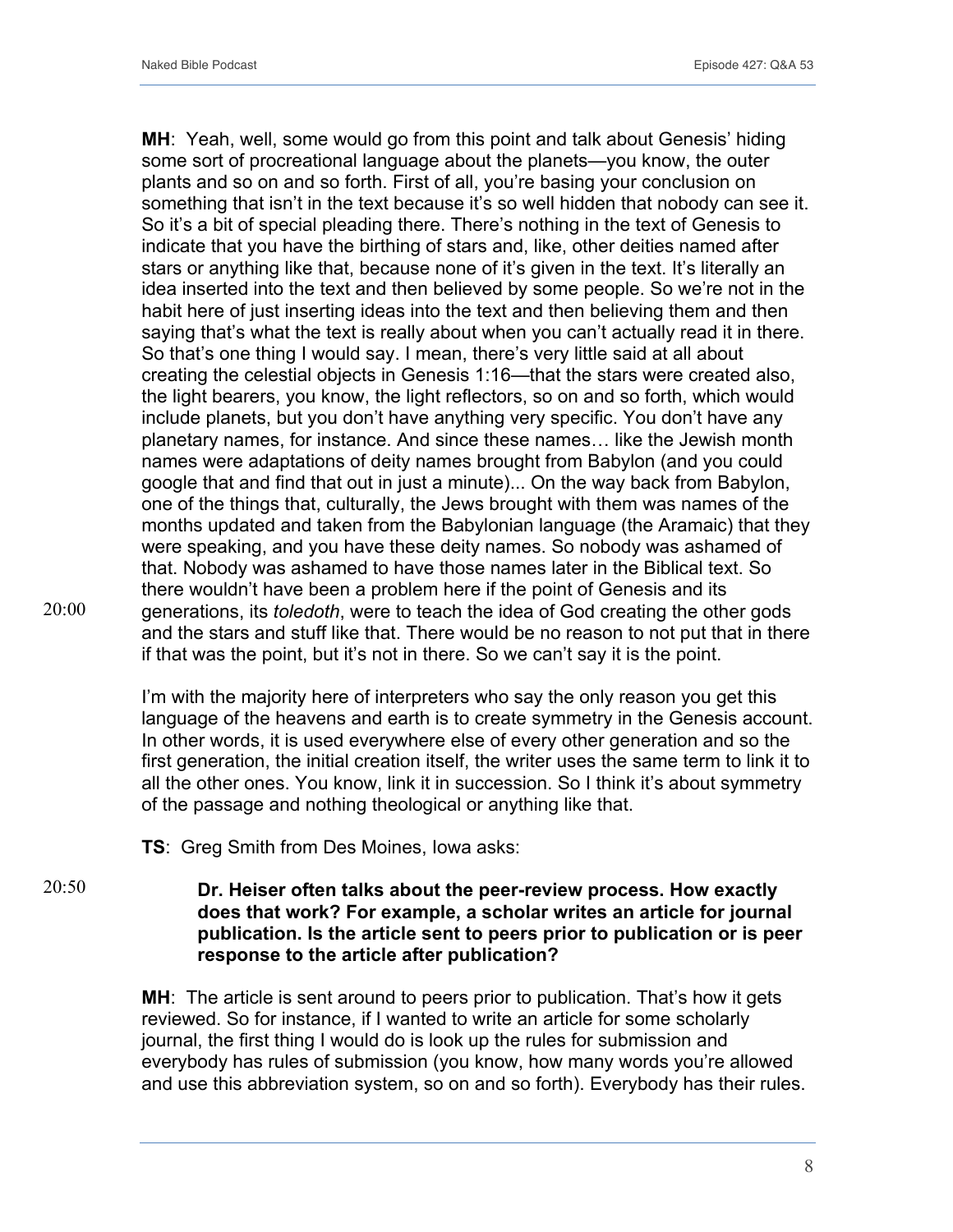**MH**: Yeah, well, some would go from this point and talk about Genesis' hiding some sort of procreational language about the planets—you know, the outer plants and so on and so forth. First of all, you're basing your conclusion on something that isn't in the text because it's so well hidden that nobody can see it. So it's a bit of special pleading there. There's nothing in the text of Genesis to indicate that you have the birthing of stars and, like, other deities named after stars or anything like that, because none of it's given in the text. It's literally an idea inserted into the text and then believed by some people. So we're not in the habit here of just inserting ideas into the text and then believing them and then saying that's what the text is really about when you can't actually read it in there. So that's one thing I would say. I mean, there's very little said at all about creating the celestial objects in Genesis 1:16—that the stars were created also, the light bearers, you know, the light reflectors, so on and so forth, which would include planets, but you don't have anything very specific. You don't have any planetary names, for instance. And since these names… like the Jewish month names were adaptations of deity names brought from Babylon (and you could google that and find that out in just a minute)... On the way back from Babylon, one of the things that, culturally, the Jews brought with them was names of the months updated and taken from the Babylonian language (the Aramaic) that they were speaking, and you have these deity names. So nobody was ashamed of that. Nobody was ashamed to have those names later in the Biblical text. So there wouldn't have been a problem here if the point of Genesis and its generations, its *toledoth*, were to teach the idea of God creating the other gods and the stars and stuff like that. There would be no reason to not put that in there if that was the point, but it's not in there. So we can't say it is the point.

20:00

I'm with the majority here of interpreters who say the only reason you get this language of the heavens and earth is to create symmetry in the Genesis account. In other words, it is used everywhere else of every other generation and so the first generation, the initial creation itself, the writer uses the same term to link it to all the other ones. You know, link it in succession. So I think it's about symmetry of the passage and nothing theological or anything like that.

**TS**: Greg Smith from Des Moines, Iowa asks:

20:50

**Dr. Heiser often talks about the peer-review process. How exactly does that work? For example, a scholar writes an article for journal publication. Is the article sent to peers prior to publication or is peer response to the article after publication?**

**MH**: The article is sent around to peers prior to publication. That's how it gets reviewed. So for instance, if I wanted to write an article for some scholarly journal, the first thing I would do is look up the rules for submission and everybody has rules of submission (you know, how many words you're allowed and use this abbreviation system, so on and so forth). Everybody has their rules.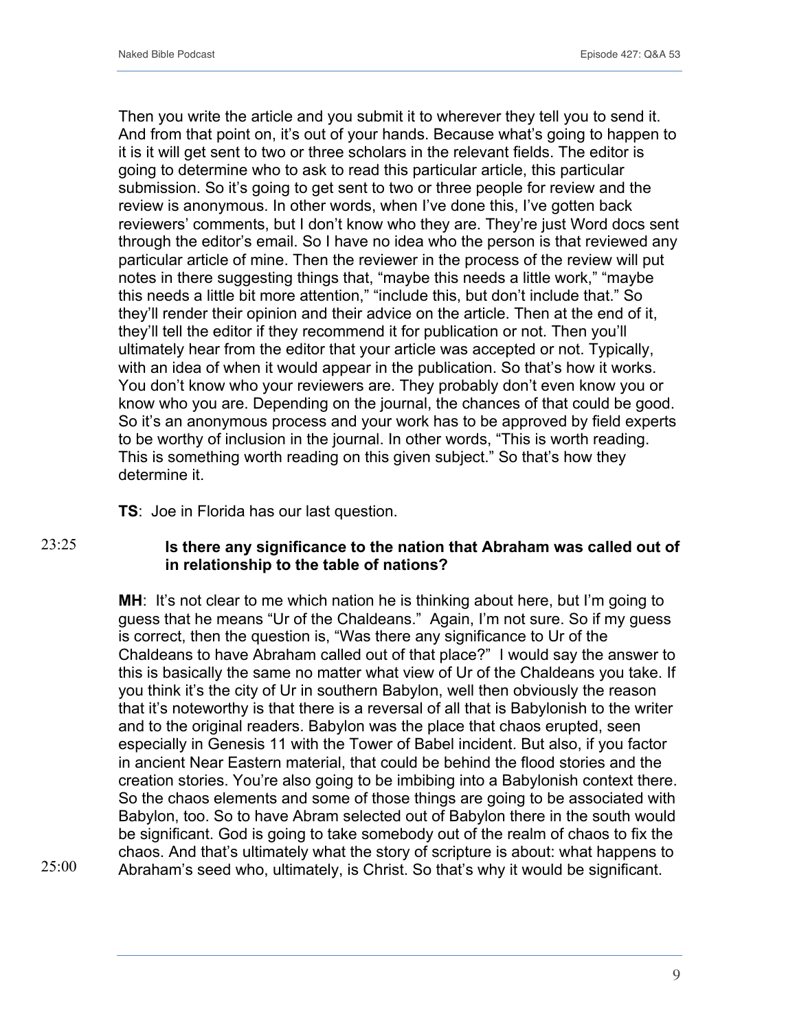Then you write the article and you submit it to wherever they tell you to send it. And from that point on, it's out of your hands. Because what's going to happen to it is it will get sent to two or three scholars in the relevant fields. The editor is going to determine who to ask to read this particular article, this particular submission. So it's going to get sent to two or three people for review and the review is anonymous. In other words, when I've done this, I've gotten back reviewers' comments, but I don't know who they are. They're just Word docs sent through the editor's email. So I have no idea who the person is that reviewed any particular article of mine. Then the reviewer in the process of the review will put notes in there suggesting things that, "maybe this needs a little work," "maybe this needs a little bit more attention," "include this, but don't include that." So they'll render their opinion and their advice on the article. Then at the end of it, they'll tell the editor if they recommend it for publication or not. Then you'll ultimately hear from the editor that your article was accepted or not. Typically, with an idea of when it would appear in the publication. So that's how it works. You don't know who your reviewers are. They probably don't even know you or know who you are. Depending on the journal, the chances of that could be good. So it's an anonymous process and your work has to be approved by field experts to be worthy of inclusion in the journal. In other words, "This is worth reading. This is something worth reading on this given subject." So that's how they determine it.

**TS**: Joe in Florida has our last question.

23:25

**Is there any significance to the nation that Abraham was called out of in relationship to the table of nations?**

**MH**: It's not clear to me which nation he is thinking about here, but I'm going to guess that he means "Ur of the Chaldeans." Again, I'm not sure. So if my guess is correct, then the question is, "Was there any significance to Ur of the Chaldeans to have Abraham called out of that place?" I would say the answer to this is basically the same no matter what view of Ur of the Chaldeans you take. If you think it's the city of Ur in southern Babylon, well then obviously the reason that it's noteworthy is that there is a reversal of all that is Babylonish to the writer and to the original readers. Babylon was the place that chaos erupted, seen especially in Genesis 11 with the Tower of Babel incident. But also, if you factor in ancient Near Eastern material, that could be behind the flood stories and the creation stories. You're also going to be imbibing into a Babylonish context there. So the chaos elements and some of those things are going to be associated with Babylon, too. So to have Abram selected out of Babylon there in the south would be significant. God is going to take somebody out of the realm of chaos to fix the chaos. And that's ultimately what the story of scripture is about: what happens to Abraham's seed who, ultimately, is Christ. So that's why it would be significant.

25:00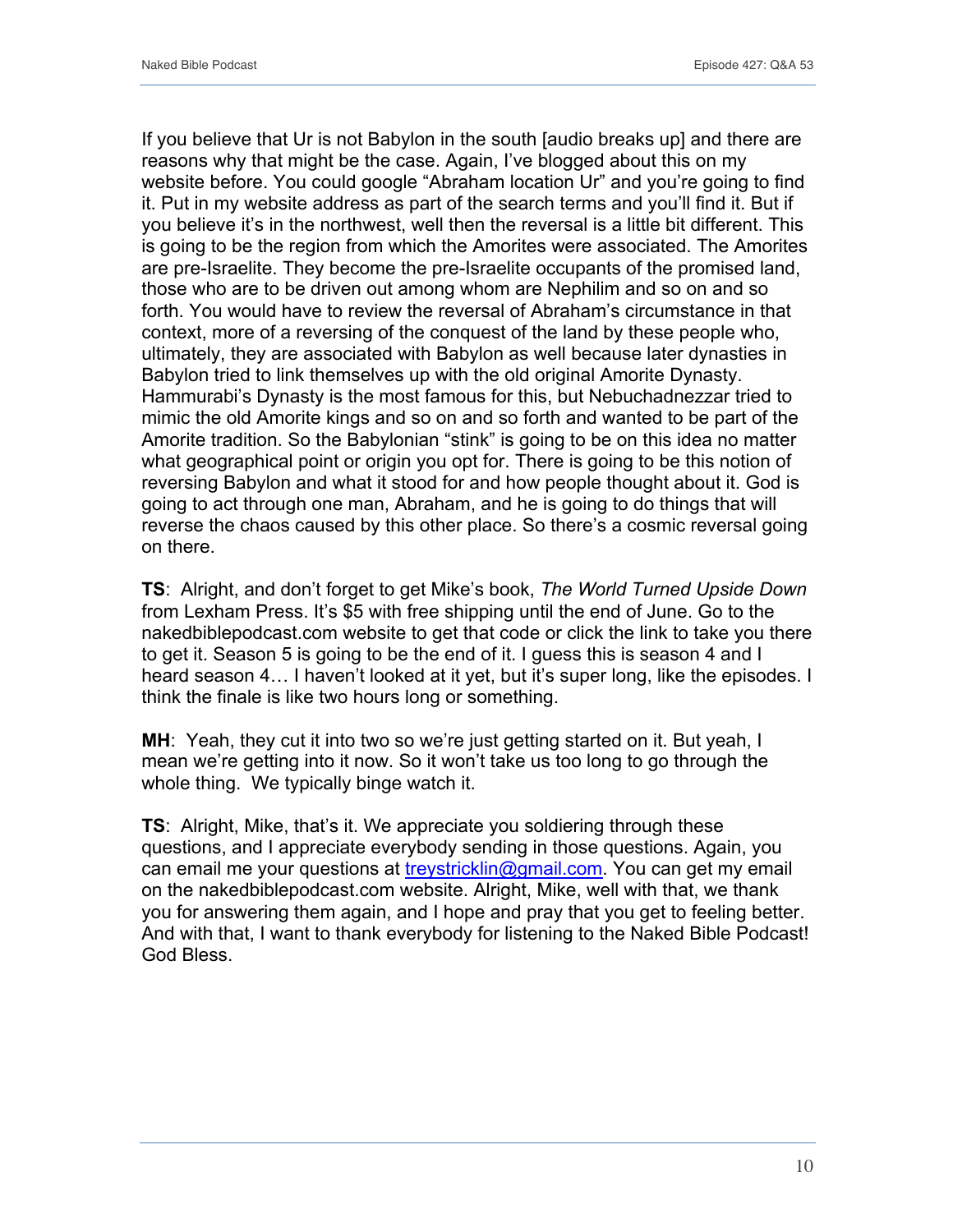If you believe that Ur is not Babylon in the south [audio breaks up] and there are reasons why that might be the case. Again, I've blogged about this on my website before. You could google "Abraham location Ur" and you're going to find it. Put in my website address as part of the search terms and you'll find it. But if you believe it's in the northwest, well then the reversal is a little bit different. This is going to be the region from which the Amorites were associated. The Amorites are pre-Israelite. They become the pre-Israelite occupants of the promised land, those who are to be driven out among whom are Nephilim and so on and so forth. You would have to review the reversal of Abraham's circumstance in that context, more of a reversing of the conquest of the land by these people who, ultimately, they are associated with Babylon as well because later dynasties in Babylon tried to link themselves up with the old original Amorite Dynasty. Hammurabi's Dynasty is the most famous for this, but Nebuchadnezzar tried to mimic the old Amorite kings and so on and so forth and wanted to be part of the Amorite tradition. So the Babylonian "stink" is going to be on this idea no matter what geographical point or origin you opt for. There is going to be this notion of reversing Babylon and what it stood for and how people thought about it. God is going to act through one man, Abraham, and he is going to do things that will reverse the chaos caused by this other place. So there's a cosmic reversal going on there.

**TS**: Alright, and don't forget to get Mike's book, *The World Turned Upside Down* from Lexham Press. It's $5 with free shipping until the end of June. Go to the nakedbiblepodcast.com website to get that code or click the link to take you there to get it. Season 5 is going to be the end of it. I guess this is season 4 and I heard season 4… I haven't looked at it yet, but it's super long, like the episodes. I think the finale is like two hours long or something.

**MH**: Yeah, they cut it into two so we're just getting started on it. But yeah, I mean we're getting into it now. So it won't take us too long to go through the whole thing. We typically binge watch it.

**TS**: Alright, Mike, that's it. We appreciate you soldiering through these questions, and I appreciate everybody sending in those questions. Again, you can email me your questions at treystricklin@gmail.com. You can get my email on the nakedbiblepodcast.com website. Alright, Mike, well with that, we thank you for answering them again, and I hope and pray that you get to feeling better. And with that, I want to thank everybody for listening to the Naked Bible Podcast! God Bless.